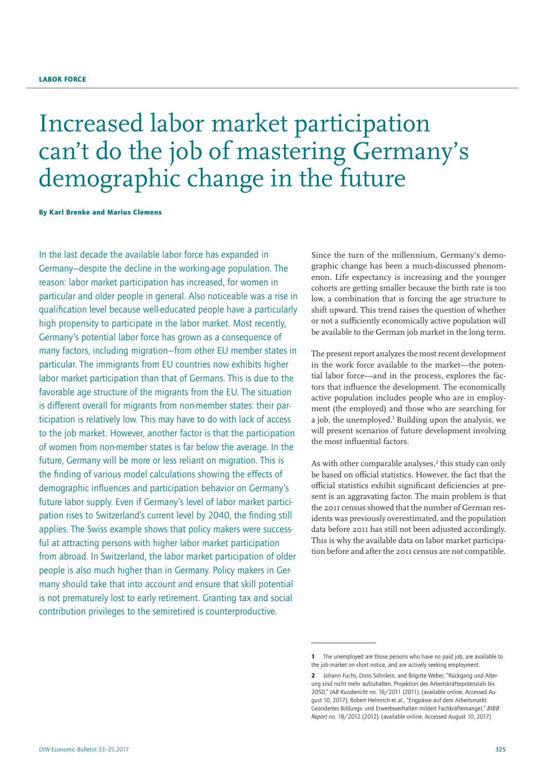LABOR FORCE

# Increased labor market participation can't do the job of mastering Germany's demographic change in the future

**By Karl Brenke and Marius Clemens**

In the last decade the available labor force has expanded in Germany—despite the decline in the working-age population. The reason: labor market participation has increased, for women in particular and older people in general. Also noticeable was a rise in qualification level because well-educated people have a particularly high propensity to participate in the labor market. Most recently, Germany's potential labor force has grown as a consequence of many factors, including migration—from other EU member states in particular. The immigrants from EU countries now exhibits higher labor market participation than that of Germans. This is due to the favorable age structure of the migrants from the EU. The situation is different overall for migrants from non-member states: their participation is relatively low. This may have to do with lack of access to the job market. However, another factor is that the participation of women from non-member states is far below the average. In the future, Germany will be more or less reliant on migration. This is the finding of various model calculations showing the effects of demographic influences and participation behavior on Germany's future labor supply. Even if Germany's level of labor market participation rises to Switzerland's current level by 2040, the finding still applies. The Swiss example shows that policy makers were successful at attracting persons with higher labor market participation from abroad. In Switzerland, the labor market participation of older people is also much higher than in Germany. Policy makers in Germany should take that into account and ensure that skill potential is not prematurely lost to early retirement. Granting tax and social contribution privileges to the semiretired is counterproductive.

Since the turn of the millennium, Germany's demographic change has been a much-discussed phenomenon. Life expectancy is increasing and the younger cohorts are getting smaller because the birth rate is too low, a combination that is forcing the age structure to shift upward. This trend raises the question of whether or not a sufficiently economically active population will be available to the German job market in the long term.

The present report analyzes the most recent development in the work force available to the market—the potential labor force—and in the process, explores the factors that influence the development. The economically active population includes people who are in employment (the employed) and those who are searching for a job, the unemployed.[1] Building upon the analysis, we will present scenarios of future development involving the most influential factors.

As with other comparable analyses,[2] this study can only be based on official statistics. However, the fact that the official statistics exhibit significant deficiencies at present is an aggravating factor. The main problem is that the 2011 census showed that the number of German residents was previously overestimated, and the population data before 2011 has still not been adjusted accordingly. This is why the available data on labor market participation before and after the 2011 census are not compatible.

---

**1** The unemployed are those persons who have no paid job, are available to the job market on short notice, and are actively seeking employment.

**2** Johann Fuchs, Doris Söhnlein, and Brigitte Weber, "Rückgang und Alterung sind nicht mehr aufzuhalten. Projektion des Arbeitskräftepotenzials bis 2050," *IAB Kurzbericht* no. 16/2011 (2011). (available online, Accessed August 10, 2017); Robert Helmrich et al., "Engpässe auf dem Arbeitsmarkt: Geändertes Bildungs- und Erwerbsverhalten mildert Fachkräftemangel," *BIBB Report* no. 18/2012 (2012). (available online, Accessed August 10, 2017)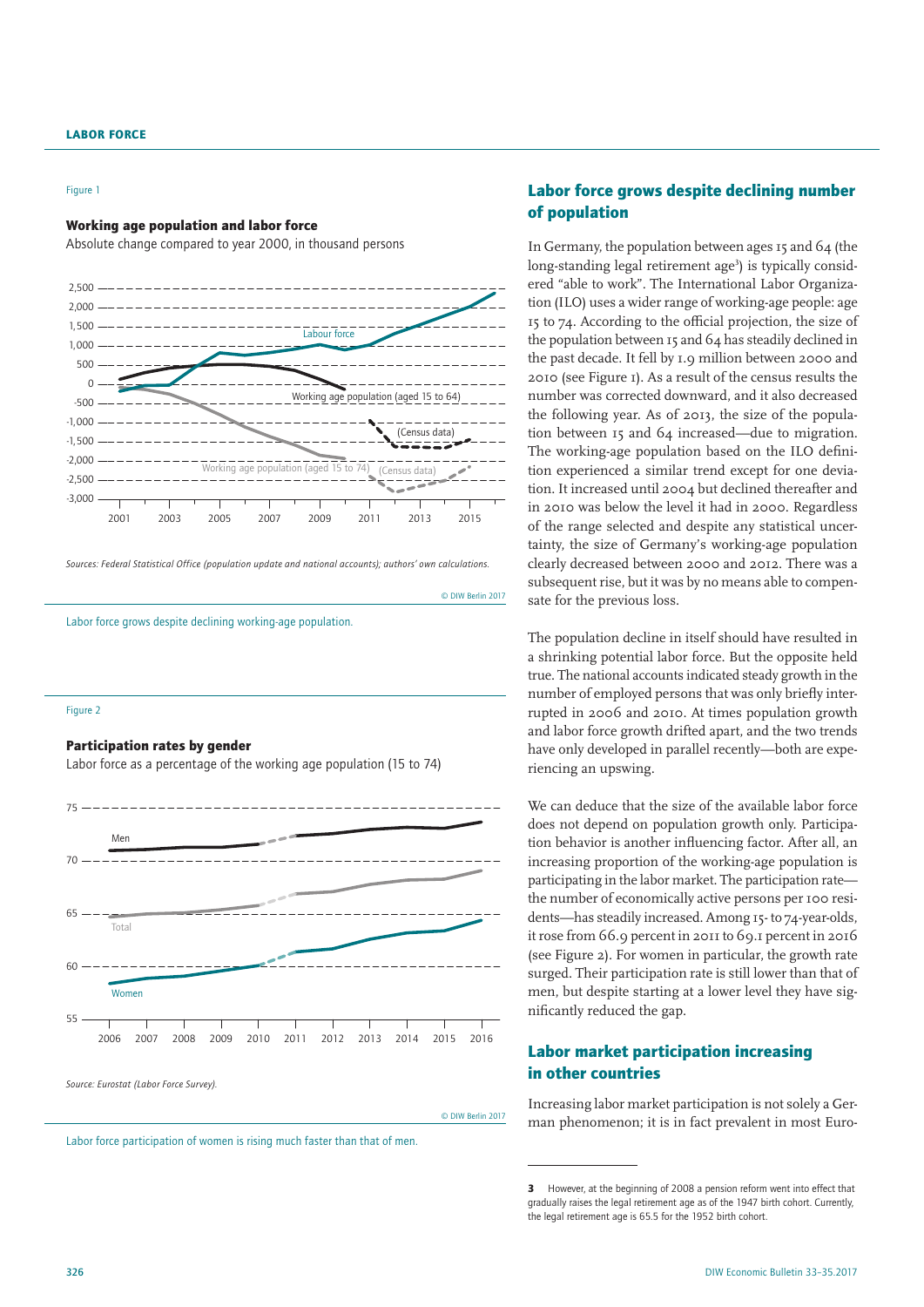Figure 1

**Working age population and labor force**

Absolute change compared to year 2000, in thousand persons

Sources: Federal Statistical Office (population update and national accounts); authors' own calculations.

© DIW Berlin 2017

Labor force grows despite declining working-age population.

Figure 2

**Participation rates by gender**

Labor force as a percentage of the working age population (15 to 74)

Source: Eurostat (Labor Force Survey).

© DIW Berlin 2017

Labor force participation of women is rising much faster than that of men.

## Labor force grows despite declining number of population

In Germany, the population between ages 15 and 64 (the long-standing legal retirement age[3]) is typically considered "able to work". The International Labor Organization (ILO) uses a wider range of working-age people: age 15 to 74. According to the official projection, the size of the population between 15 and 64 has steadily declined in the past decade. It fell by 1.9 million between 2000 and 2010 (see Figure 1). As a result of the census results the number was corrected downward, and it also decreased the following year. As of 2013, the size of the population between 15 and 64 increased—due to migration. The working-age population based on the ILO definition experienced a similar trend except for one deviation. It increased until 2004 but declined thereafter and in 2010 was below the level it had in 2000. Regardless of the range selected and despite any statistical uncertainty, the size of Germany's working-age population clearly decreased between 2000 and 2012. There was a subsequent rise, but it was by no means able to compensate for the previous loss.

The population decline in itself should have resulted in a shrinking potential labor force. But the opposite held true. The national accounts indicated steady growth in the number of employed persons that was only briefly interrupted in 2006 and 2010. At times population growth and labor force growth drifted apart, and the two trends have only developed in parallel recently—both are experiencing an upswing.

We can deduce that the size of the available labor force does not depend on population growth only. Participation behavior is another influencing factor. After all, an increasing proportion of the working-age population is participating in the labor market. The participation rate—the number of economically active persons per 100 residents—has steadily increased. Among 15- to 74-year-olds, it rose from 66.9 percent in 2011 to 69.1 percent in 2016 (see Figure 2). For women in particular, the growth rate surged. Their participation rate is still lower than that of men, but despite starting at a lower level they have significantly reduced the gap.

## Labor market participation increasing in other countries

Increasing labor market participation is not solely a German phenomenon; it is in fact prevalent in most Euro-

---

**3** However, at the beginning of 2008 a pension reform went into effect that gradually raises the legal retirement age as of the 1947 birth cohort. Currently, the legal retirement age is 65.5 for the 1952 birth cohort.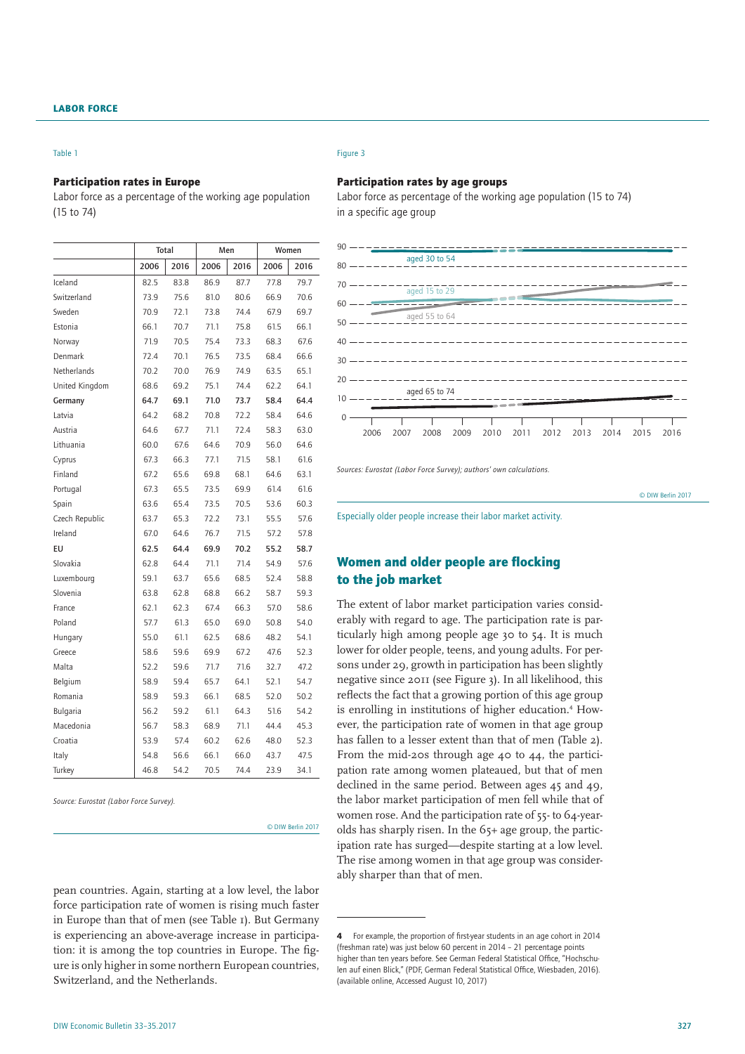## LABOR FORCE

Table 1

**Participation rates in Europe**

Labor force as a percentage of the working age population (15 to 74)

| | Total | | Men | | Women | |
|---|---|---|---|---|---|---|
| | 2006 | 2016 | 2006 | 2016 | 2006 | 2016 |
| Iceland | 82.5 | 83.8 | 86.9 | 87.7 | 77.8 | 79.7 |
| Switzerland | 73.9 | 75.6 | 81.0 | 80.6 | 66.9 | 70.6 |
| Sweden | 70.9 | 72.1 | 73.8 | 74.4 | 67.9 | 69.7 |
| Estonia | 66.1 | 70.7 | 71.1 | 75.8 | 61.5 | 66.1 |
| Norway | 71.9 | 70.5 | 75.4 | 73.3 | 68.3 | 67.6 |
| Denmark | 72.4 | 70.1 | 76.5 | 73.5 | 68.4 | 66.6 |
| Netherlands | 70.2 | 70.0 | 76.9 | 74.9 | 63.5 | 65.1 |
| United Kingdom | 68.6 | 69.2 | 75.1 | 74.4 | 62.2 | 64.1 |
| **Germany** | **64.7** | **69.1** | **71.0** | **73.7** | **58.4** | **64.4** |
| Latvia | 64.2 | 68.2 | 70.8 | 72.2 | 58.4 | 64.6 |
| Austria | 64.6 | 67.7 | 71.1 | 72.4 | 58.3 | 63.0 |
| Lithuania | 60.0 | 67.6 | 64.6 | 70.9 | 56.0 | 64.6 |
| Cyprus | 67.3 | 66.3 | 77.1 | 71.5 | 58.1 | 61.6 |
| Finland | 67.2 | 65.6 | 69.8 | 68.1 | 64.6 | 63.1 |
| Portugal | 67.3 | 65.5 | 73.5 | 69.9 | 61.4 | 61.6 |
| Spain | 63.6 | 65.4 | 73.5 | 70.5 | 53.6 | 60.3 |
| Czech Republic | 63.7 | 65.3 | 72.2 | 73.1 | 55.5 | 57.6 |
| Ireland | 67.0 | 64.6 | 76.7 | 71.5 | 57.2 | 57.8 |
| **EU** | **62.5** | **64.4** | **69.9** | **70.2** | **55.2** | **58.7** |
| Slovakia | 62.8 | 64.4 | 71.1 | 71.4 | 54.9 | 57.6 |
| Luxembourg | 59.1 | 63.7 | 65.6 | 68.5 | 52.4 | 58.8 |
| Slovenia | 63.8 | 62.8 | 68.8 | 66.2 | 58.7 | 59.3 |
| France | 62.1 | 62.3 | 67.4 | 66.3 | 57.0 | 58.6 |
| Poland | 57.7 | 61.3 | 65.0 | 69.0 | 50.8 | 54.0 |
| Hungary | 55.0 | 61.1 | 62.5 | 68.6 | 48.2 | 54.1 |
| Greece | 58.6 | 59.6 | 69.9 | 67.2 | 47.6 | 52.3 |
| Malta | 52.2 | 59.6 | 71.7 | 71.6 | 32.7 | 47.2 |
| Belgium | 58.9 | 59.4 | 65.7 | 64.1 | 52.1 | 54.7 |
| Romania | 58.9 | 59.3 | 66.1 | 68.5 | 52.0 | 50.2 |
| Bulgaria | 56.2 | 59.2 | 61.1 | 64.3 | 51.6 | 54.2 |
| Macedonia | 56.7 | 58.3 | 68.9 | 71.1 | 44.4 | 45.3 |
| Croatia | 53.9 | 57.4 | 60.2 | 62.6 | 48.0 | 52.3 |
| Italy | 54.8 | 56.6 | 66.1 | 66.0 | 43.7 | 47.5 |
| Turkey | 46.8 | 54.2 | 70.5 | 74.4 | 23.9 | 34.1 |

*Source: Eurostat (Labor Force Survey).*

© DIW Berlin 2017

pean countries. Again, starting at a low level, the labor force participation rate of women is rising much faster in Europe than that of men (see Table 1). But Germany is experiencing an above-average increase in participation: it is among the top countries in Europe. The figure is only higher in some northern European countries, Switzerland, and the Netherlands.

Figure 3

**Participation rates by age groups**

Labor force as percentage of the working age population (15 to 74) in a specific age group

*Sources: Eurostat (Labor Force Survey); authors' own calculations.*

© DIW Berlin 2017

Especially older people increase their labor market activity.

## Women and older people are flocking to the job market

The extent of labor market participation varies considerably with regard to age. The participation rate is particularly high among people age 30 to 54. It is much lower for older people, teens, and young adults. For persons under 29, growth in participation has been slightly negative since 2011 (see Figure 3). In all likelihood, this reflects the fact that a growing portion of this age group is enrolling in institutions of higher education.[4] However, the participation rate of women in that age group has fallen to a lesser extent than that of men (Table 2). From the mid-20s through age 40 to 44, the participation rate among women plateaued, but that of men declined in the same period. Between ages 45 and 49, the labor market participation of men fell while that of women rose. And the participation rate of 55- to 64-year-olds has sharply risen. In the 65+ age group, the participation rate has surged—despite starting at a low level. The rise among women in that age group was considerably sharper than that of men.

---

**4** For example, the proportion of first-year students in an age cohort in 2014 (freshman rate) was just below 60 percent in 2014 – 21 percentage points higher than ten years before. See German Federal Statistical Office, "Hochschulen auf einen Blick," (PDF, German Federal Statistical Office, Wiesbaden, 2016). (available online, Accessed August 10, 2017)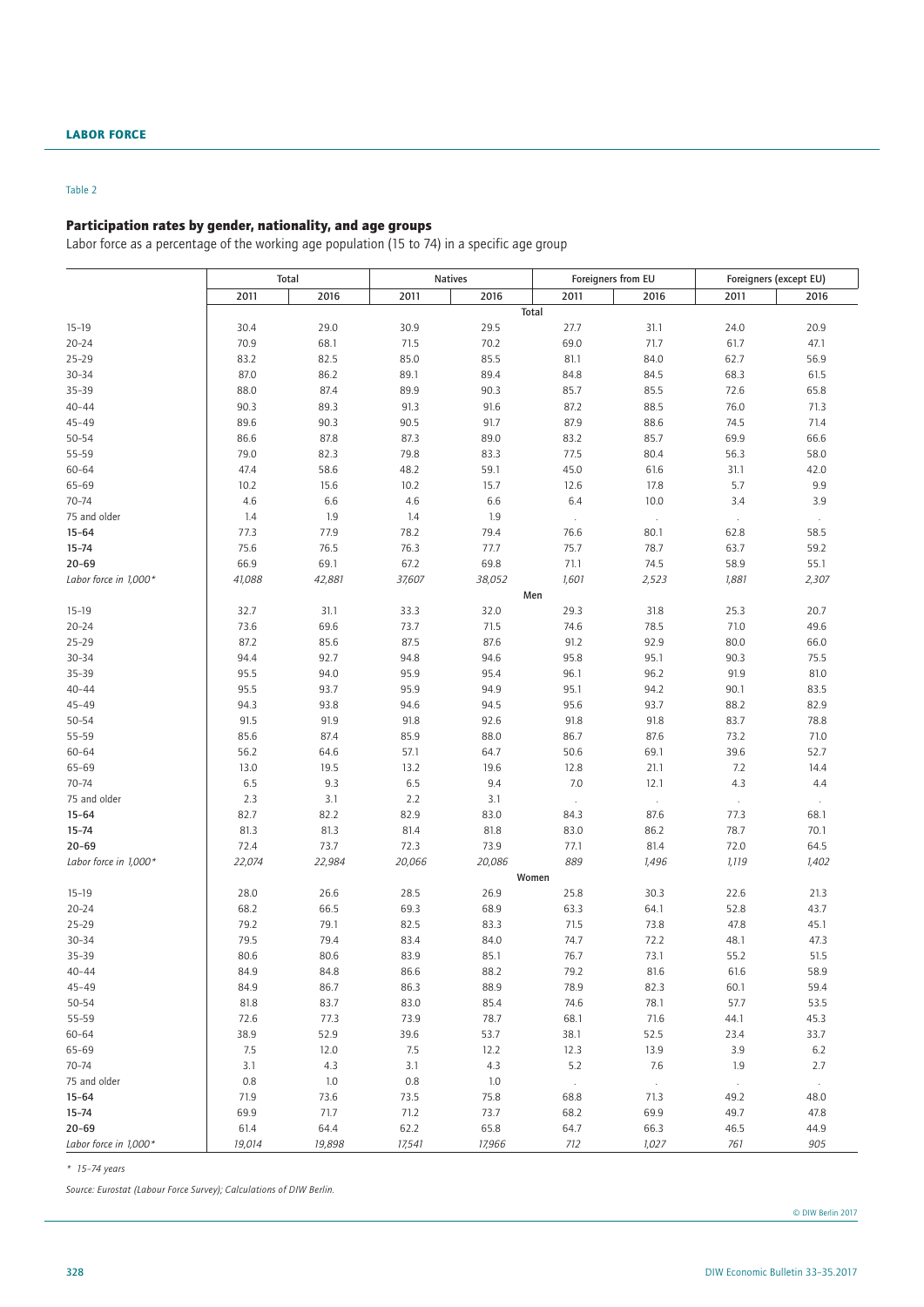Table 2

## Participation rates by gender, nationality, and age groups

Labor force as a percentage of the working age population (15 to 74) in a specific age group

| | Total | | Natives | | Foreigners from EU | | Foreigners (except EU) | |
|---|---|---|---|---|---|---|---|---|
| | 2011 | 2016 | 2011 | 2016 | 2011 | 2016 | 2011 | 2016 |
| **Total** | | | | | | | | |
| 15–19 | 30.4 | 29.0 | 30.9 | 29.5 | 27.7 | 31.1 | 24.0 | 20.9 |
| 20–24 | 70.9 | 68.1 | 71.5 | 70.2 | 69.0 | 71.7 | 61.7 | 47.1 |
| 25–29 | 83.2 | 82.5 | 85.0 | 85.5 | 81.1 | 84.0 | 62.7 | 56.9 |
| 30–34 | 87.0 | 86.2 | 89.1 | 89.4 | 84.8 | 84.5 | 68.3 | 61.5 |
| 35–39 | 88.0 | 87.4 | 89.9 | 90.3 | 85.7 | 85.5 | 72.6 | 65.8 |
| 40–44 | 90.3 | 89.3 | 91.3 | 91.6 | 87.2 | 88.5 | 76.0 | 71.3 |
| 45–49 | 89.6 | 90.3 | 90.5 | 91.7 | 87.9 | 88.6 | 74.5 | 71.4 |
| 50–54 | 86.6 | 87.8 | 87.3 | 89.0 | 83.2 | 85.7 | 69.9 | 66.6 |
| 55–59 | 79.0 | 82.3 | 79.8 | 83.3 | 77.5 | 80.4 | 56.3 | 58.0 |
| 60–64 | 47.4 | 58.6 | 48.2 | 59.1 | 45.0 | 61.6 | 31.1 | 42.0 |
| 65–69 | 10.2 | 15.6 | 10.2 | 15.7 | 12.6 | 17.8 | 5.7 | 9.9 |
| 70–74 | 4.6 | 6.6 | 4.6 | 6.6 | 6.4 | 10.0 | 3.4 | 3.9 |
| 75 and older | 1.4 | 1.9 | 1.4 | 1.9 | . | . | . | . |
| **15–64** | 77.3 | 77.9 | 78.2 | 79.4 | 76.6 | 80.1 | 62.8 | 58.5 |
| **15–74** | 75.6 | 76.5 | 76.3 | 77.7 | 75.7 | 78.7 | 63.7 | 59.2 |
| **20–69** | 66.9 | 69.1 | 67.2 | 69.8 | 71.1 | 74.5 | 58.9 | 55.1 |
| *Labor force in 1,000\** | *41,088* | *42,881* | *37,607* | *38,052* | *1,601* | *2,523* | *1,881* | *2,307* |
| **Men** | | | | | | | | |
| 15–19 | 32.7 | 31.1 | 33.3 | 32.0 | 29.3 | 31.8 | 25.3 | 20.7 |
| 20–24 | 73.6 | 69.6 | 73.7 | 71.5 | 74.6 | 78.5 | 71.0 | 49.6 |
| 25–29 | 87.2 | 85.6 | 87.5 | 87.6 | 91.2 | 92.9 | 80.0 | 66.0 |
| 30–34 | 94.4 | 92.7 | 94.8 | 94.6 | 95.8 | 95.1 | 90.3 | 75.5 |
| 35–39 | 95.5 | 94.0 | 95.9 | 95.4 | 96.1 | 96.2 | 91.9 | 81.0 |
| 40–44 | 95.5 | 93.7 | 95.9 | 94.9 | 95.1 | 94.2 | 90.1 | 83.5 |
| 45–49 | 94.3 | 93.8 | 94.6 | 94.5 | 95.6 | 93.7 | 88.2 | 82.9 |
| 50–54 | 91.5 | 91.9 | 91.8 | 92.6 | 91.8 | 91.8 | 83.7 | 78.8 |
| 55–59 | 85.6 | 87.4 | 85.9 | 88.0 | 86.7 | 87.6 | 73.2 | 71.0 |
| 60–64 | 56.2 | 64.6 | 57.1 | 64.7 | 50.6 | 69.1 | 39.6 | 52.7 |
| 65–69 | 13.0 | 19.5 | 13.2 | 19.6 | 12.8 | 21.1 | 7.2 | 14.4 |
| 70–74 | 6.5 | 9.3 | 6.5 | 9.4 | 7.0 | 12.1 | 4.3 | 4.4 |
| 75 and older | 2.3 | 3.1 | 2.2 | 3.1 | . | . | . | . |
| **15–64** | 82.7 | 82.2 | 82.9 | 83.0 | 84.3 | 87.6 | 77.3 | 68.1 |
| **15–74** | 81.3 | 81.3 | 81.4 | 81.8 | 83.0 | 86.2 | 78.7 | 70.1 |
| **20–69** | 72.4 | 73.7 | 72.3 | 73.9 | 77.1 | 81.4 | 72.0 | 64.5 |
| *Labor force in 1,000\** | *22,074* | *22,984* | *20,066* | *20,086* | *889* | *1,496* | *1,119* | *1,402* |
| **Women** | | | | | | | | |
| 15–19 | 28.0 | 26.6 | 28.5 | 26.9 | 25.8 | 30.3 | 22.6 | 21.3 |
| 20–24 | 68.2 | 66.5 | 69.3 | 68.9 | 63.3 | 64.1 | 52.8 | 43.7 |
| 25–29 | 79.2 | 79.1 | 82.5 | 83.3 | 71.5 | 73.8 | 47.8 | 45.1 |
| 30–34 | 79.5 | 79.4 | 83.4 | 84.0 | 74.7 | 72.2 | 48.1 | 47.3 |
| 35–39 | 80.6 | 80.6 | 83.9 | 85.1 | 76.7 | 73.1 | 55.2 | 51.5 |
| 40–44 | 84.9 | 84.8 | 86.6 | 88.2 | 79.2 | 81.6 | 61.6 | 58.9 |
| 45–49 | 84.9 | 86.7 | 86.3 | 88.9 | 78.9 | 82.3 | 60.1 | 59.4 |
| 50–54 | 81.8 | 83.7 | 83.0 | 85.4 | 74.6 | 78.1 | 57.7 | 53.5 |
| 55–59 | 72.6 | 77.3 | 73.9 | 78.7 | 68.1 | 71.6 | 44.1 | 45.3 |
| 60–64 | 38.9 | 52.9 | 39.6 | 53.7 | 38.1 | 52.5 | 23.4 | 33.7 |
| 65–69 | 7.5 | 12.0 | 7.5 | 12.2 | 12.3 | 13.9 | 3.9 | 6.2 |
| 70–74 | 3.1 | 4.3 | 3.1 | 4.3 | 5.2 | 7.6 | 1.9 | 2.7 |
| 75 and older | 0.8 | 1.0 | 0.8 | 1.0 | . | . | . | . |
| **15–64** | 71.9 | 73.6 | 73.5 | 75.8 | 68.8 | 71.3 | 49.2 | 48.0 |
| **15–74** | 69.9 | 71.7 | 71.2 | 73.7 | 68.2 | 69.9 | 49.7 | 47.8 |
| **20–69** | 61.4 | 64.4 | 62.2 | 65.8 | 64.7 | 66.3 | 46.5 | 44.9 |
| *Labor force in 1,000\** | *19,014* | *19,898* | *17,541* | *17,966* | *712* | *1,027* | *761* | *905* |

\* *15–74 years*

*Source: Eurostat (Labour Force Survey); Calculations of DIW Berlin.*

© DIW Berlin 2017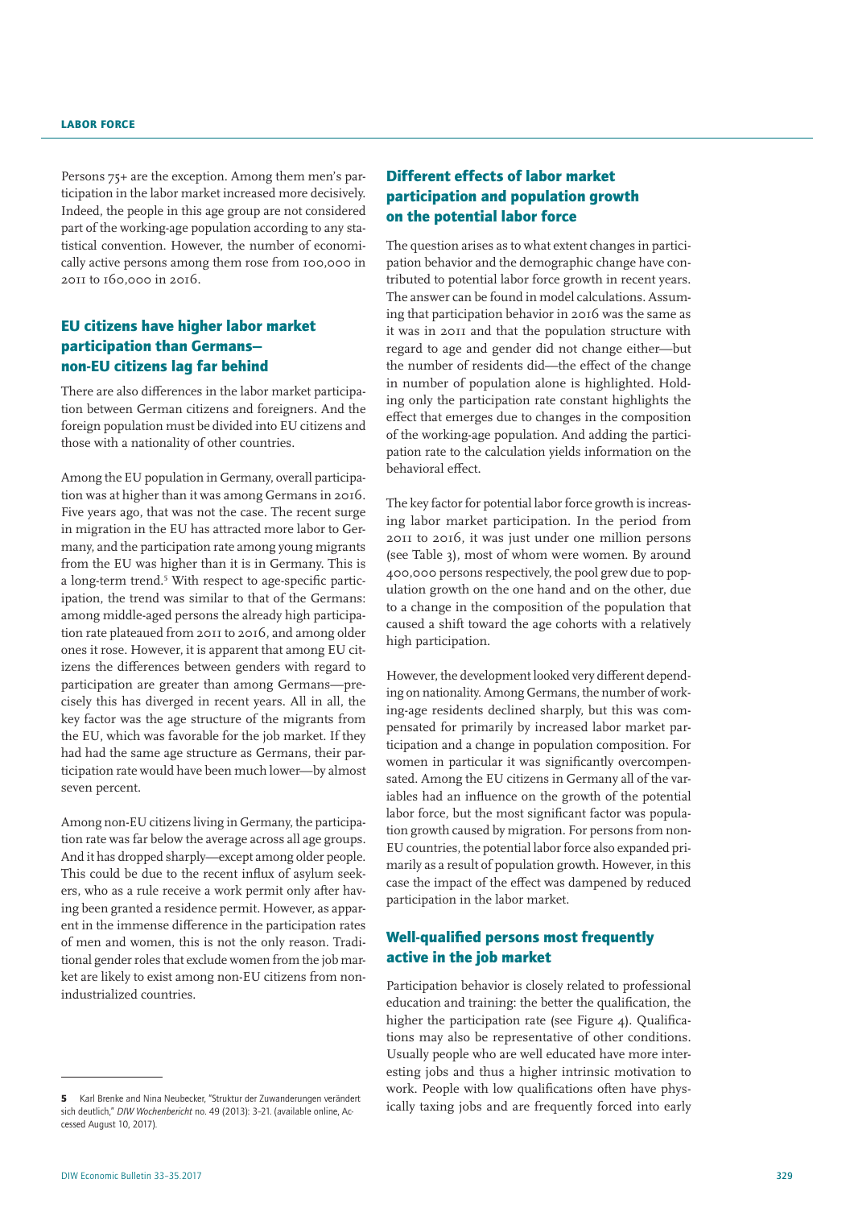Persons 75+ are the exception. Among them men's participation in the labor market increased more decisively. Indeed, the people in this age group are not considered part of the working-age population according to any statistical convention. However, the number of economically active persons among them rose from 100,000 in 2011 to 160,000 in 2016.

## EU citizens have higher labor market participation than Germans—non-EU citizens lag far behind

There are also differences in the labor market participation between German citizens and foreigners. And the foreign population must be divided into EU citizens and those with a nationality of other countries.

Among the EU population in Germany, overall participation was at higher than it was among Germans in 2016. Five years ago, that was not the case. The recent surge in migration in the EU has attracted more labor to Germany, and the participation rate among young migrants from the EU was higher than it is in Germany. This is a long-term trend.[5] With respect to age-specific participation, the trend was similar to that of the Germans: among middle-aged persons the already high participation rate plateaued from 2011 to 2016, and among older ones it rose. However, it is apparent that among EU citizens the differences between genders with regard to participation are greater than among Germans—precisely this has diverged in recent years. All in all, the key factor was the age structure of the migrants from the EU, which was favorable for the job market. If they had had the same age structure as Germans, their participation rate would have been much lower—by almost seven percent.

Among non-EU citizens living in Germany, the participation rate was far below the average across all age groups. And it has dropped sharply—except among older people. This could be due to the recent influx of asylum seekers, who as a rule receive a work permit only after having been granted a residence permit. However, as apparent in the immense difference in the participation rates of men and women, this is not the only reason. Traditional gender roles that exclude women from the job market are likely to exist among non-EU citizens from non-industrialized countries.

## Different effects of labor market participation and population growth on the potential labor force

The question arises as to what extent changes in participation behavior and the demographic change have contributed to potential labor force growth in recent years. The answer can be found in model calculations. Assuming that participation behavior in 2016 was the same as it was in 2011 and that the population structure with regard to age and gender did not change either—but the number of residents did—the effect of the change in number of population alone is highlighted. Holding only the participation rate constant highlights the effect that emerges due to changes in the composition of the working-age population. And adding the participation rate to the calculation yields information on the behavioral effect.

The key factor for potential labor force growth is increasing labor market participation. In the period from 2011 to 2016, it was just under one million persons (see Table 3), most of whom were women. By around 400,000 persons respectively, the pool grew due to population growth on the one hand and on the other, due to a change in the composition of the population that caused a shift toward the age cohorts with a relatively high participation.

However, the development looked very different depending on nationality. Among Germans, the number of working-age residents declined sharply, but this was compensated for primarily by increased labor market participation and a change in population composition. For women in particular it was significantly overcompensated. Among the EU citizens in Germany all of the variables had an influence on the growth of the potential labor force, but the most significant factor was population growth caused by migration. For persons from non-EU countries, the potential labor force also expanded primarily as a result of population growth. However, in this case the impact of the effect was dampened by reduced participation in the labor market.

## Well-qualified persons most frequently active in the job market

Participation behavior is closely related to professional education and training: the better the qualification, the higher the participation rate (see Figure 4). Qualifications may also be representative of other conditions. Usually people who are well educated have more interesting jobs and thus a higher intrinsic motivation to work. People with low qualifications often have physically taxing jobs and are frequently forced into early

---

5 Karl Brenke and Nina Neubecker, "Struktur der Zuwanderungen verändert sich deutlich," *DIW Wochenbericht* no. 49 (2013): 3–21. (available online, Accessed August 10, 2017).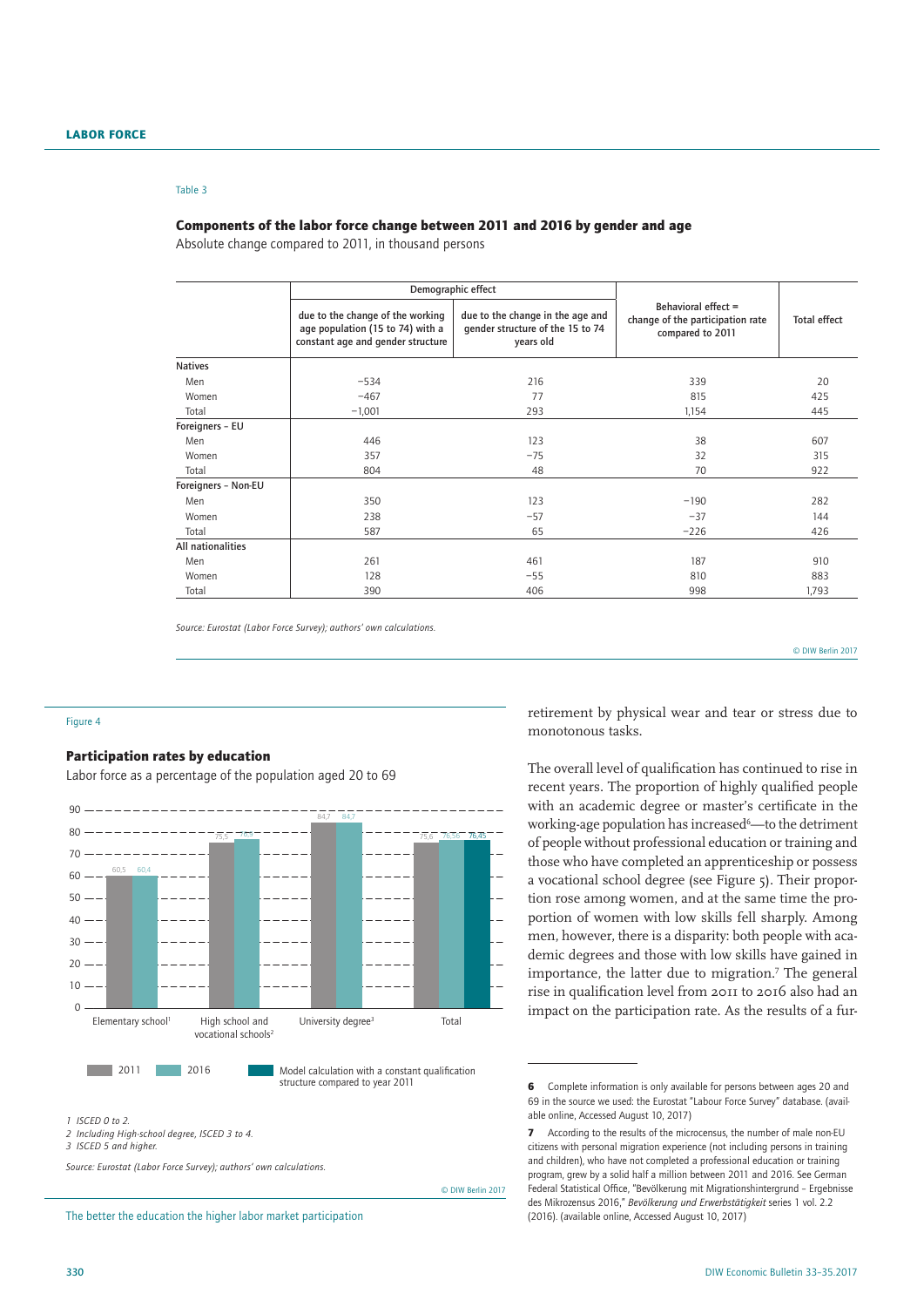Table 3

### Components of the labor force change between 2011 and 2016 by gender and age

Absolute change compared to 2011, in thousand persons

| | Demographic effect | | Behavioral effect = change of the participation rate compared to 2011 | Total effect |
|---|---|---|---|---|
| | due to the change of the working age population (15 to 74) with a constant age and gender structure | due to the change in the age and gender structure of the 15 to 74 years old | | |
| **Natives** | | | | |
| Men | −534 | 216 | 339 | 20 |
| Women | −467 | 77 | 815 | 425 |
| Total | −1,001 | 293 | 1,154 | 445 |
| **Foreigners - EU** | | | | |
| Men | 446 | 123 | 38 | 607 |
| Women | 357 | −75 | 32 | 315 |
| Total | 804 | 48 | 70 | 922 |
| **Foreigners - Non-EU** | | | | |
| Men | 350 | 123 | −190 | 282 |
| Women | 238 | −57 | −37 | 144 |
| Total | 587 | 65 | −226 | 426 |
| **All nationalities** | | | | |
| Men | 261 | 461 | 187 | 910 |
| Women | 128 | −55 | 810 | 883 |
| Total | 390 | 406 | 998 | 1,793 |

*Source: Eurostat (Labor Force Survey); authors' own calculations.*

© DIW Berlin 2017

Figure 4

### Participation rates by education

Labor force as a percentage of the population aged 20 to 69

| | 2011 | 2016 | Model calculation with a constant qualification structure compared to year 2011 |
|---|---|---|---|
| Elementary school[1] | 60,5 | 60,4 | |
| High school and vocational schools[2] | 75,5 | 76,9 | |
| University degree[3] | 84,7 | 84,7 | |
| Total | 75,6 | 76,56 | 76,45 |

1 ISCED 0 to 2.
2 Including High-school degree, ISCED 3 to 4.
3 ISCED 5 and higher.

*Source: Eurostat (Labor Force Survey); authors' own calculations.*

© DIW Berlin 2017

The better the education the higher labor market participation

retirement by physical wear and tear or stress due to monotonous tasks.

The overall level of qualification has continued to rise in recent years. The proportion of highly qualified people with an academic degree or master's certificate in the working-age population has increased[6]—to the detriment of people without professional education or training and those who have completed an apprenticeship or possess a vocational school degree (see Figure 5). Their proportion rose among women, and at the same time the proportion of women with low skills fell sharply. Among men, however, there is a disparity: both people with academic degrees and those with low skills have gained in importance, the latter due to migration.[7] The general rise in qualification level from 2011 to 2016 also had an impact on the participation rate. As the results of a fur-

**6** Complete information is only available for persons between ages 20 and 69 in the source we used: the Eurostat "Labour Force Survey" database. (available online, Accessed August 10, 2017)

**7** According to the results of the microcensus, the number of male non-EU citizens with personal migration experience (not including persons in training and children), who have not completed a professional education or training program, grew by a solid half a million between 2011 and 2016. See German Federal Statistical Office, "Bevölkerung mit Migrationshintergrund - Ergebnisse des Mikrozensus 2016," *Bevölkerung und Erwerbstätigkeit* series 1 vol. 2.2 (2016). (available online, Accessed August 10, 2017)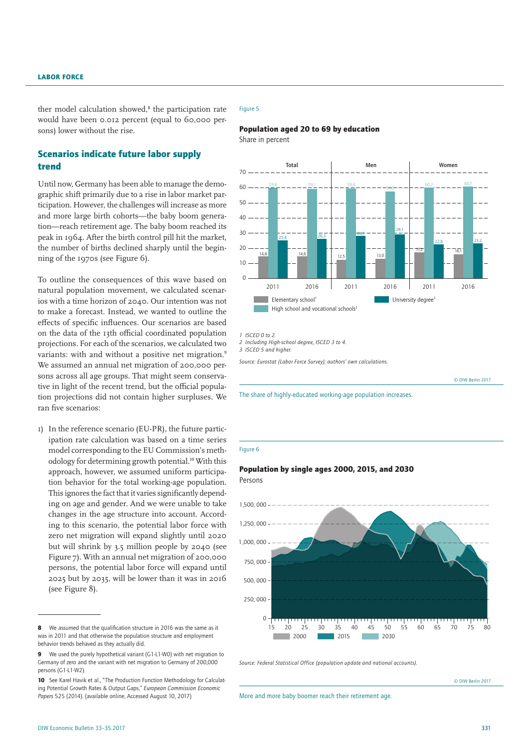ther model calculation showed,[8] the participation rate would have been 0.012 percent (equal to 60,000 persons) lower without the rise.

## Scenarios indicate future labor supply trend

Until now, Germany has been able to manage the demographic shift primarily due to a rise in labor market participation. However, the challenges will increase as more and more large birth cohorts—the baby boom generation—reach retirement age. The baby boom reached its peak in 1964. After the birth control pill hit the market, the number of births declined sharply until the beginning of the 1970s (see Figure 6).

To outline the consequences of this wave based on natural population movement, we calculated scenarios with a time horizon of 2040. Our intention was not to make a forecast. Instead, we wanted to outline the effects of specific influences. Our scenarios are based on the data of the 13th official coordinated population projections. For each of the scenarios, we calculated two variants: with and without a positive net migration.[9] We assumed an annual net migration of 200,000 persons across all age groups. That might seem conservative in light of the recent trend, but the official population projections did not contain higher surpluses. We ran five scenarios:

1) In the reference scenario (EU-PR), the future participation rate calculation was based on a time series model corresponding to the EU Commission's methodology for determining growth potential.[10] With this approach, however, we assumed uniform participation behavior for the total working-age population. This ignores the fact that it varies significantly depending on age and gender. And we were unable to take changes in the age structure into account. According to this scenario, the potential labor force with zero net migration will expand slightly until 2020 but will shrink by 3.5 million people by 2040 (see Figure 7). With an annual net migration of 200,000 persons, the potential labor force will expand until 2025 but by 2035, will be lower than it was in 2016 (see Figure 8).

Figure 5

**Population aged 20 to 69 by education**

Share in percent

| | Total 2011 | Total 2016 | Men 2011 | Men 2016 | Women 2011 | Women 2016 |
|---|---|---|---|---|---|---|
| Elementary school[1] | 14,8 | 14,6 | 12,5 | 13,0 | 17,2 | 16,1 |
| High school and vocational schools[2] | 59,8 | 59,1 | 59,4 | 58,0 | 60,2 | 60,7 |
| University degree[3] | 25,4 | 26,3 | 28,1 | 28,1 | 22,6 | 23,2 |

1 ISCED 0 to 2.
2 Including High-school degree, ISCED 3 to 4.
3 ISCED 5 and higher.

*Source: Eurostat (Labor Force Survey); authors' own calculations.*

© DIW Berlin 2017

The share of highly-educated working-age population increases.

Figure 6

**Population by single ages 2000, 2015, and 2030**

Persons

*Source: Federal Statistical Office (population update and national accounts).*

© DIW Berlin 2017

More and more baby boomer reach their retirement age.

---

8 We assumed that the qualification structure in 2016 was the same as it was in 2011 and that otherwise the population structure and employment behavior trends behaved as they actually did.

9 We used the purely hypothetical variant (G1-L1-W0) with net migration to Germany of zero and the variant with net migration to Germany of 200,000 persons (G1-L1-W2).

10 See Karel Havik et al., "The Production Function Methodology for Calculating Potential Growth Rates & Output Gaps," *European Commission Economic Papers* 525 (2014). (available online, Accessed August 10, 2017)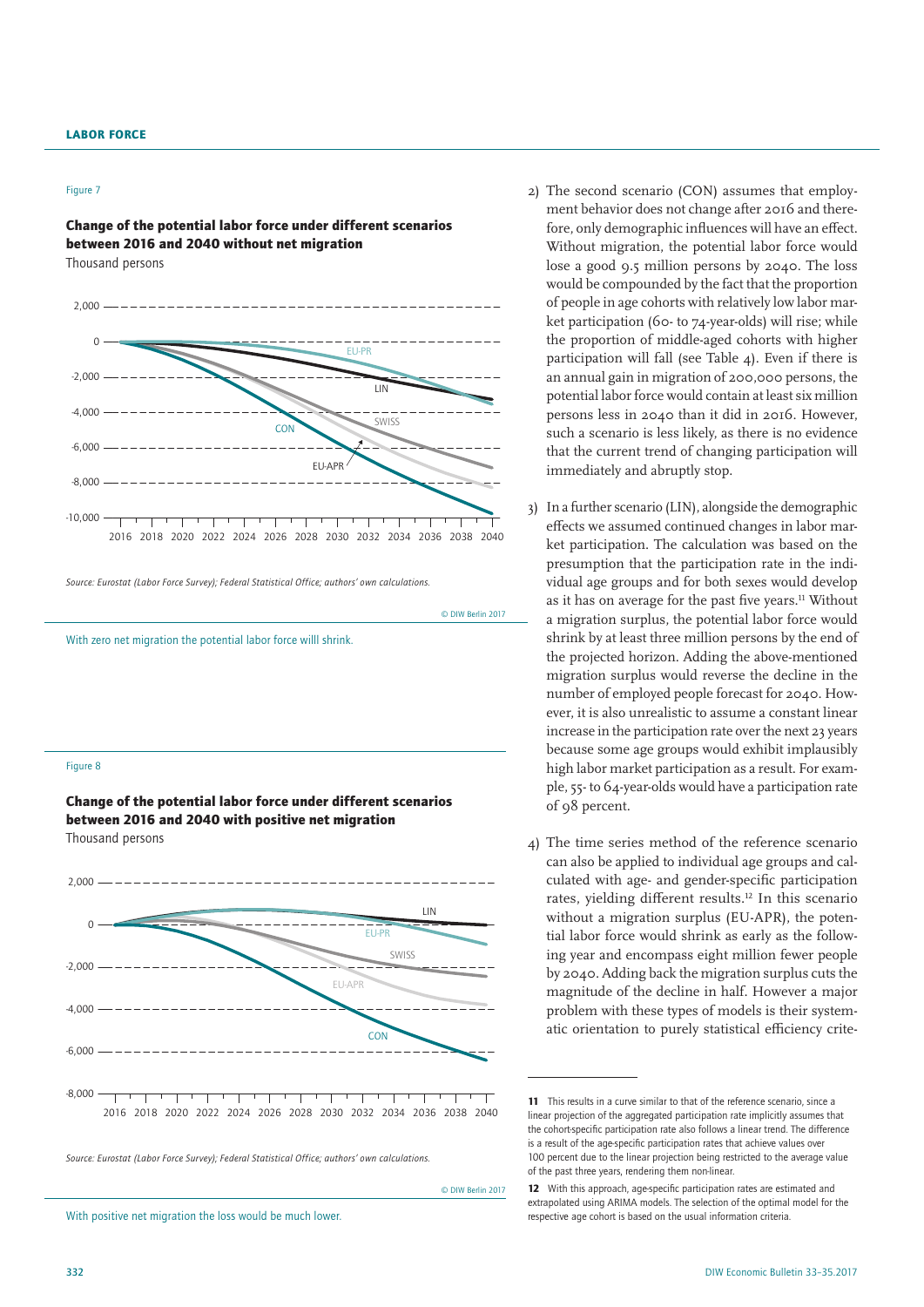Figure 7

**Change of the potential labor force under different scenarios between 2016 and 2040 without net migration**

Thousand persons

*Source: Eurostat (Labor Force Survey); Federal Statistical Office; authors' own calculations.*

© DIW Berlin 2017

With zero net migration the potential labor force willl shrink.

Figure 8

**Change of the potential labor force under different scenarios between 2016 and 2040 with positive net migration**

Thousand persons

*Source: Eurostat (Labor Force Survey); Federal Statistical Office; authors' own calculations.*

© DIW Berlin 2017

With positive net migration the loss would be much lower.

2) The second scenario (CON) assumes that employment behavior does not change after 2016 and therefore, only demographic influences will have an effect. Without migration, the potential labor force would lose a good 9.5 million persons by 2040. The loss would be compounded by the fact that the proportion of people in age cohorts with relatively low labor market participation (60- to 74-year-olds) will rise; while the proportion of middle-aged cohorts with higher participation will fall (see Table 4). Even if there is an annual gain in migration of 200,000 persons, the potential labor force would contain at least six million persons less in 2040 than it did in 2016. However, such a scenario is less likely, as there is no evidence that the current trend of changing participation will immediately and abruptly stop.

3) In a further scenario (LIN), alongside the demographic effects we assumed continued changes in labor market participation. The calculation was based on the presumption that the participation rate in the individual age groups and for both sexes would develop as it has on average for the past five years.[11] Without a migration surplus, the potential labor force would shrink by at least three million persons by the end of the projected horizon. Adding the above-mentioned migration surplus would reverse the decline in the number of employed people forecast for 2040. However, it is also unrealistic to assume a constant linear increase in the participation rate over the next 23 years because some age groups would exhibit implausibly high labor market participation as a result. For example, 55- to 64-year-olds would have a participation rate of 98 percent.

4) The time series method of the reference scenario can also be applied to individual age groups and calculated with age- and gender-specific participation rates, yielding different results.[12] In this scenario without a migration surplus (EU-APR), the potential labor force would shrink as early as the following year and encompass eight million fewer people by 2040. Adding back the migration surplus cuts the magnitude of the decline in half. However a major problem with these types of models is their systematic orientation to purely statistical efficiency crite-

---

**11** This results in a curve similar to that of the reference scenario, since a linear projection of the aggregated participation rate implicitly assumes that the cohort-specific participation rate also follows a linear trend. The difference is a result of the age-specific participation rates that achieve values over 100 percent due to the linear projection being restricted to the average value of the past three years, rendering them non-linear.

**12** With this approach, age-specific participation rates are estimated and extrapolated using ARIMA models. The selection of the optimal model for the respective age cohort is based on the usual information criteria.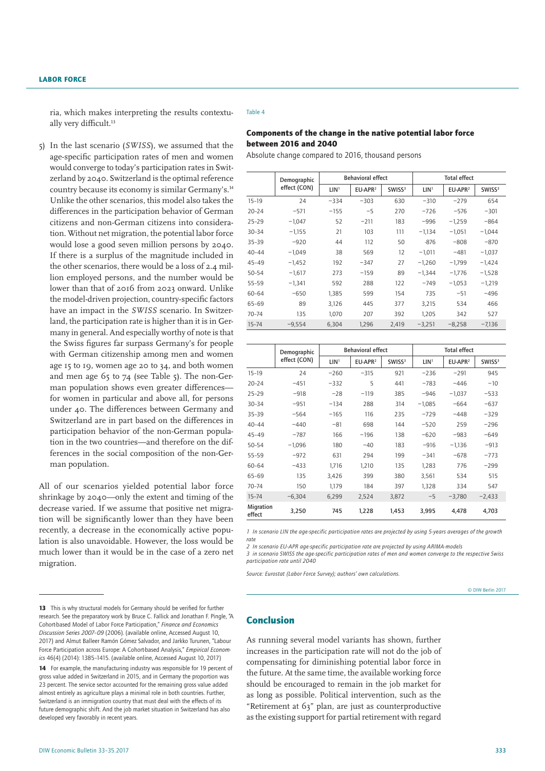ria, which makes interpreting the results contextually very difficult.[13]

5) In the last scenario (*SWISS*), we assumed that the age-specific participation rates of men and women would converge to today's participation rates in Switzerland by 2040. Switzerland is the optimal reference country because its economy is similar Germany's.[14] Unlike the other scenarios, this model also takes the differences in the participation behavior of German citizens and non-German citizens into consideration. Without net migration, the potential labor force would lose a good seven million persons by 2040. If there is a surplus of the magnitude included in the other scenarios, there would be a loss of 2.4 million employed persons, and the number would be lower than that of 2016 from 2023 onward. Unlike the model-driven projection, country-specific factors have an impact in the *SWISS* scenario. In Switzerland, the participation rate is higher than it is in Germany in general. And especially worthy of note is that the Swiss figures far surpass Germany's for people with German citizenship among men and women age 15 to 19, women age 20 to 34, and both women and men age 65 to 74 (see Table 5). The non-German population shows even greater differences—for women in particular and above all, for persons under 40. The differences between Germany and Switzerland are in part based on the differences in participation behavior of the non-German population in the two countries—and therefore on the differences in the social composition of the non-German population.

All of our scenarios yielded potential labor force shrinkage by 2040—only the extent and timing of the decrease varied. If we assume that positive net migration will be significantly lower than they have been recently, a decrease in the economically active population is also unavoidable. However, the loss would be much lower than it would be in the case of a zero net migration.

Table 4

### Components of the change in the native potential labor force between 2016 and 2040

Absolute change compared to 2016, thousand persons

| | Demographic effect (CON) | Behavioral effect | | | Total effect | | |
|---|---|---|---|---|---|---|---|
| | | LIN[1] | EU-APR[2] | SWISS[3] | LIN[1] | EU-APR[2] | SWISS[3] |
| 15–19 | 24 | −334 | −303 | 630 | −310 | −279 | 654 |
| 20–24 | −571 | −155 | −5 | 270 | −726 | −576 | −301 |
| 25–29 | −1,047 | 52 | −211 | 183 | −996 | −1,259 | −864 |
| 30–34 | −1,155 | 21 | 103 | 111 | −1,134 | −1,051 | −1,044 |
| 35–39 | −920 | 44 | 112 | 50 | -876 | −808 | −870 |
| 40–44 | −1,049 | 38 | 569 | 12 | −1,011 | −481 | −1,037 |
| 45–49 | −1,452 | 192 | −347 | 27 | −1,260 | −1,799 | −1,424 |
| 50–54 | −1,617 | 273 | −159 | 89 | −1,344 | −1,776 | −1,528 |
| 55–59 | −1,341 | 592 | 288 | 122 | −749 | −1,053 | −1,219 |
| 60–64 | −650 | 1,385 | 599 | 154 | 735 | −51 | −496 |
| 65–69 | 89 | 3,126 | 445 | 377 | 3,215 | 534 | 466 |
| 70–74 | 135 | 1,070 | 207 | 392 | 1,205 | 342 | 527 |
| 15–74 | −9,554 | 6,304 | 1,296 | 2,419 | −3,251 | −8,258 | −7,136 |

| | Demographic effect (CON) | Behavioral effect | | | Total effect | | |
|---|---|---|---|---|---|---|---|
| | | LIN[1] | EU-APR[2] | SWISS[3] | LIN[1] | EU-APR[2] | SWISS[3] |
| 15–19 | 24 | −260 | −315 | 921 | −236 | −291 | 945 |
| 20–24 | −451 | −332 | 5 | 441 | −783 | −446 | −10 |
| 25–29 | −918 | −28 | −119 | 385 | −946 | −1,037 | −533 |
| 30–34 | −951 | −134 | 288 | 314 | −1,085 | −664 | −637 |
| 35–39 | −564 | −165 | 116 | 235 | −729 | −448 | −329 |
| 40–44 | −440 | −81 | 698 | 144 | −520 | 259 | −296 |
| 45–49 | −787 | 166 | −196 | 138 | −620 | −983 | −649 |
| 50–54 | −1,096 | 180 | −40 | 183 | −916 | −1,136 | −913 |
| 55–59 | −972 | 631 | 294 | 199 | −341 | −678 | −773 |
| 60–64 | −433 | 1,716 | 1,210 | 135 | 1,283 | 776 | −299 |
| 65–69 | 135 | 3,426 | 399 | 380 | 3,561 | 534 | 515 |
| 70–74 | 150 | 1,179 | 184 | 397 | 1,328 | 334 | 547 |
| 15–74 | −6,304 | 6,299 | 2,524 | 3,872 | −5 | −3,780 | −2,433 |
| Migration effect | 3,250 | 745 | 1,228 | 1,453 | 3,995 | 4,478 | 4,703 |

1 In scenario LIN the age-specific participation rates are projected by using 5-years averages of the growth rate

2 In scenario EU-APR age-specific participation rate are projected by using ARIMA-models

3 in scenario SWISS the age-specific participation rates of men and women converge to the respective Swiss participation rate until 2040

Source: Eurostat (Labor Force Survey); authors' own calculations.

© DIW Berlin 2017

## Conclusion

As running several model variants has shown, further increases in the participation rate will not do the job of compensating for diminishing potential labor force in the future. At the same time, the available working force should be encouraged to remain in the job market for as long as possible. Political intervention, such as the "Retirement at 63" plan, are just as counterproductive as the existing support for partial retirement with regard

---

13 This is why structural models for Germany should be verified for further research. See the preparatory work by Bruce C. Fallick and Jonathan F. Pingle, "A Cohort-based Model of Labor Force Participation," *Finance and Economics Discussion Series 2007–09* (2006). (available online, Accessed August 10, 2017) and Almut Balleer Ramón Gómez Salvador, and Jarkko Turunen, "Labour Force Participation across Europe: A Cohort-based Analysis," *Empirical Economics* 46(4) (2014): 1385–1415. (available online, Accessed August 10, 2017)

14 For example, the manufacturing industry was responsible for 19 percent of gross value added in Switzerland in 2015, and in Germany the proportion was 23 percent. The service sector accounted for the remaining gross value added almost entirely as agriculture plays a minimal role in both countries. Further, Switzerland is an immigration country that must deal with the effects of its future demographic shift. And the job market situation in Switzerland has also developed very favorably in recent years.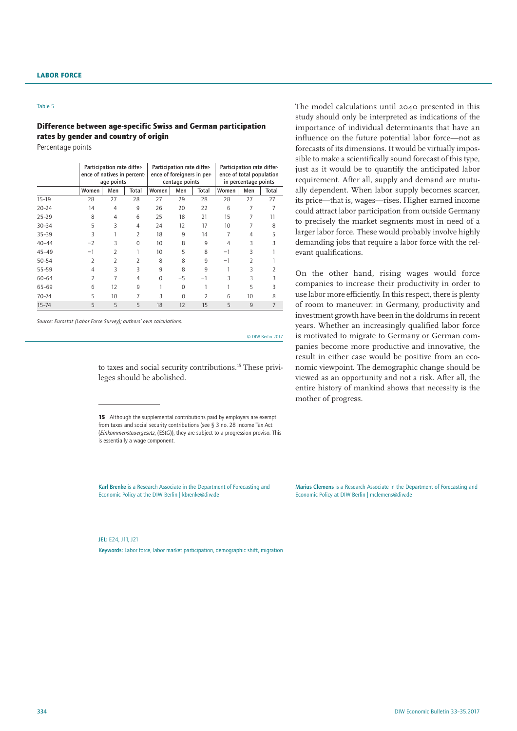Table 5

**Difference between age-specific Swiss and German participation rates by gender and country of origin**

Percentage points

| | Participation rate difference of natives in percentage points | | | Participation rate difference of foreigners in percentage points | | | Participation rate difference of total population in percentage points | | |
|---|---|---|---|---|---|---|---|---|---|
| | Women | Men | Total | Women | Men | Total | Women | Men | Total |
| 15–19 | 28 | 27 | 28 | 27 | 29 | 28 | 28 | 27 | 27 |
| 20–24 | 14 | 4 | 9 | 26 | 20 | 22 | 6 | 7 | 7 |
| 25–29 | 8 | 4 | 6 | 25 | 18 | 21 | 15 | 7 | 11 |
| 30–34 | 5 | 3 | 4 | 24 | 12 | 17 | 10 | 7 | 8 |
| 35–39 | 3 | 1 | 2 | 18 | 9 | 14 | 7 | 4 | 5 |
| 40–44 | −2 | 3 | 0 | 10 | 8 | 9 | 4 | 3 | 3 |
| 45–49 | −1 | 2 | 1 | 10 | 5 | 8 | −1 | 3 | 1 |
| 50–54 | 2 | 2 | 2 | 8 | 8 | 9 | −1 | 2 | 1 |
| 55–59 | 4 | 3 | 3 | 9 | 8 | 9 | 1 | 3 | 2 |
| 60–64 | 2 | 7 | 4 | 0 | −5 | −1 | 3 | 3 | 3 |
| 65–69 | 6 | 12 | 9 | 1 | 0 | 1 | 1 | 5 | 3 |
| 70–74 | 5 | 10 | 7 | 3 | 0 | 2 | 6 | 10 | 8 |
| 15–74 | 5 | 5 | 5 | 18 | 12 | 15 | 5 | 9 | 7 |

*Source: Eurostat (Labor Force Survey); authors' own calculations.*

© DIW Berlin 2017

to taxes and social security contributions.[15] These privileges should be abolished.

The model calculations until 2040 presented in this study should only be interpreted as indications of the importance of individual determinants that have an influence on the future potential labor force—not as forecasts of its dimensions. It would be virtually impossible to make a scientifically sound forecast of this type, just as it would be to quantify the anticipated labor requirement. After all, supply and demand are mutually dependent. When labor supply becomes scarcer, its price—that is, wages—rises. Higher earned income could attract labor participation from outside Germany to precisely the market segments most in need of a larger labor force. These would probably involve highly demanding jobs that require a labor force with the relevant qualifications.

On the other hand, rising wages would force companies to increase their productivity in order to use labor more efficiently. In this respect, there is plenty of room to maneuver: in Germany, productivity and investment growth have been in the doldrums in recent years. Whether an increasingly qualified labor force is motivated to migrate to Germany or German companies become more productive and innovative, the result in either case would be positive from an economic viewpoint. The demographic change should be viewed as an opportunity and not a risk. After all, the entire history of mankind shows that necessity is the mother of progress.

**15** Although the supplemental contributions paid by employers are exempt from taxes and social security contributions (see § 3 no. 28 Income Tax Act (*Einkommensteuergesetz*, (EStG)), they are subject to a progression proviso. This is essentially a wage component.

**Karl Brenke** is a Research Associate in the Department of Forecasting and Economic Policy at the DIW Berlin | kbrenke@diw.de

**Marius Clemens** is a Research Associate in the Department of Forecasting and Economic Policy at DIW Berlin | mclemens@diw.de

**JEL:** E24, J11, J21

**Keywords:** Labor force, labor market participation, demographic shift, migration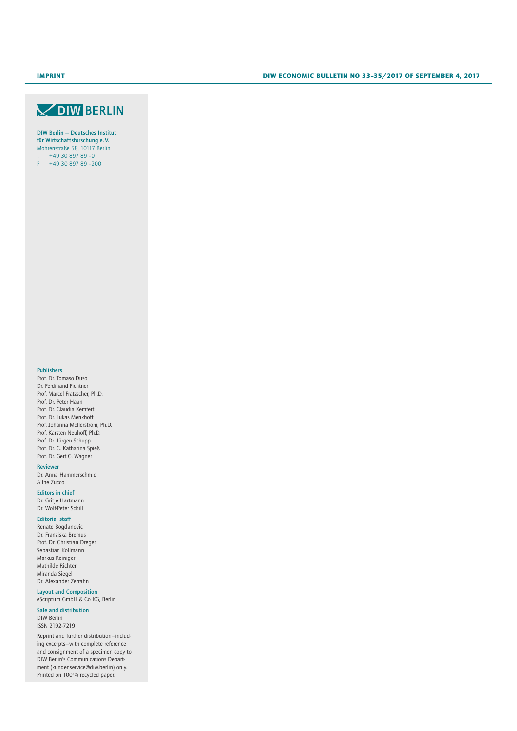# IMPRINT

DIW BERLIN

**DIW Berlin — Deutsches Institut für Wirtschaftsforschung e. V.**
Mohrenstraße 58, 10117 Berlin
T +49 30 897 89 -0
F +49 30 897 89 -200

**Publishers**
Prof. Dr. Tomaso Duso
Dr. Ferdinand Fichtner
Prof. Marcel Fratzscher, Ph.D.
Prof. Dr. Peter Haan
Prof. Dr. Claudia Kemfert
Prof. Dr. Lukas Menkhoff
Prof. Johanna Mollerström, Ph.D.
Prof. Karsten Neuhoff, Ph.D.
Prof. Dr. Jürgen Schupp
Prof. Dr. C. Katharina Spieß
Prof. Dr. Gert G. Wagner

**Reviewer**
Dr. Anna Hammerschmid
Aline Zucco

**Editors in chief**
Dr. Gritje Hartmann
Dr. Wolf-Peter Schill

**Editorial staff**
Renate Bogdanovic
Dr. Franziska Bremus
Prof. Dr. Christian Dreger
Sebastian Kollmann
Markus Reiniger
Mathilde Richter
Miranda Siegel
Dr. Alexander Zerrahn

**Layout and Composition**
eScriptum GmbH & Co KG, Berlin

**Sale and distribution**
DIW Berlin
ISSN 2192-7219

Reprint and further distribution—including excerpts—with complete reference and consignment of a specimen copy to DIW Berlin's Communications Department (kundenservice@diw.berlin) only.
Printed on 100 % recycled paper.